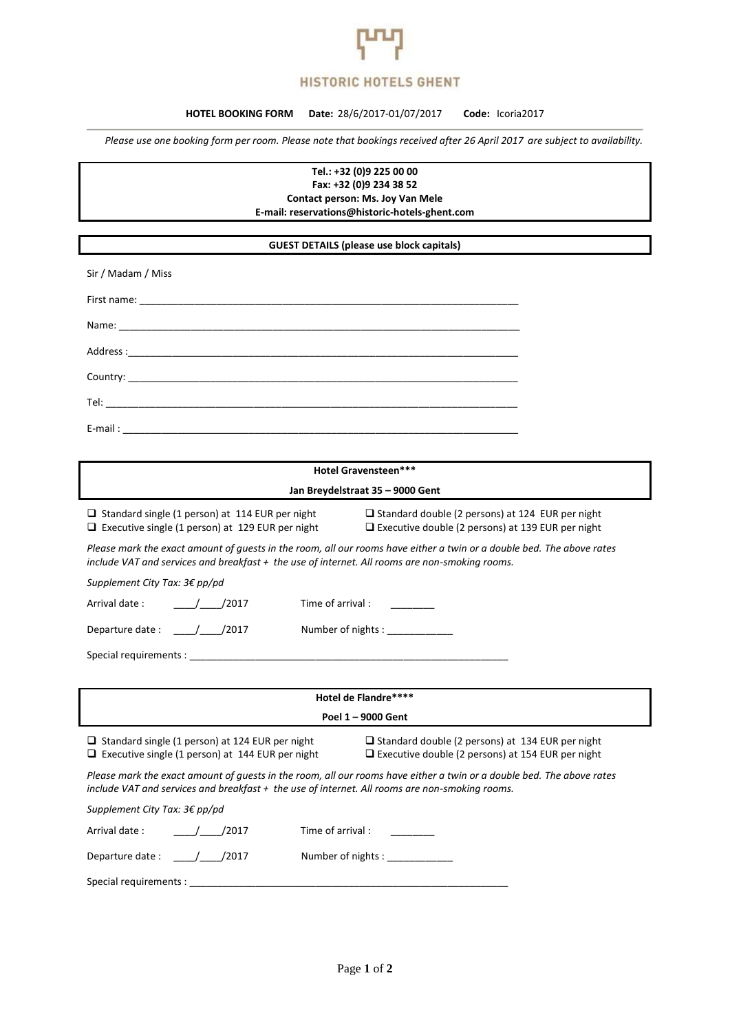# HISTORIC HOTELS GHENT

**HOTEL BOOKING FORM** **Date:** 28/6/2017-01/07/2017 **Code:** Icoria2017

*Please use one booking form per room. Please note that bookings received after 26 April 2017 are subject to availability.*

**Tel.: +32 (0)9 225 00 00**
**Fax: +32 (0)9 234 38 52**
**Contact person: Ms. Joy Van Mele**
**E-mail: reservations@historic-hotels-ghent.com**

## GUEST DETAILS (please use block capitals)

Sir / Madam / Miss

First name: ___________________________________________________________________________

Name: ______________________________________________________________________________

Address :____________________________________________________________________________

Country: ____________________________________________________________________________

Tel: ________________________________________________________________________________

E-mail : _____________________________________________________________________________

## Hotel Gravensteen***

**Jan Breydelstraat 35 – 9000 Gent**

- ❑ Standard single (1 person) at 114 EUR per night
- ❑ Executive single (1 person) at 129 EUR per night
- ❑ Standard double (2 persons) at 124 EUR per night
- ❑ Executive double (2 persons) at 139 EUR per night

*Please mark the exact amount of guests in the room, all our rooms have either a twin or a double bed. The above rates include VAT and services and breakfast + the use of internet. All rooms are non-smoking rooms.*

*Supplement City Tax: 3€ pp/pd*

Arrival date : ____/____/2017 Time of arrival : ________

Departure date : ____/____/2017 Number of nights : ____________

Special requirements : ___________________________________________________________

## Hotel de Flandre****

**Poel 1 – 9000 Gent**

- ❑ Standard single (1 person) at 124 EUR per night
- ❑ Executive single (1 person) at 144 EUR per night
- ❑ Standard double (2 persons) at 134 EUR per night
- ❑ Executive double (2 persons) at 154 EUR per night

*Please mark the exact amount of guests in the room, all our rooms have either a twin or a double bed. The above rates include VAT and services and breakfast + the use of internet. All rooms are non-smoking rooms.*

*Supplement City Tax: 3€ pp/pd*

Arrival date : ____/____/2017 Time of arrival : ________

Departure date : ____/____/2017 Number of nights : ____________

Special requirements : ___________________________________________________________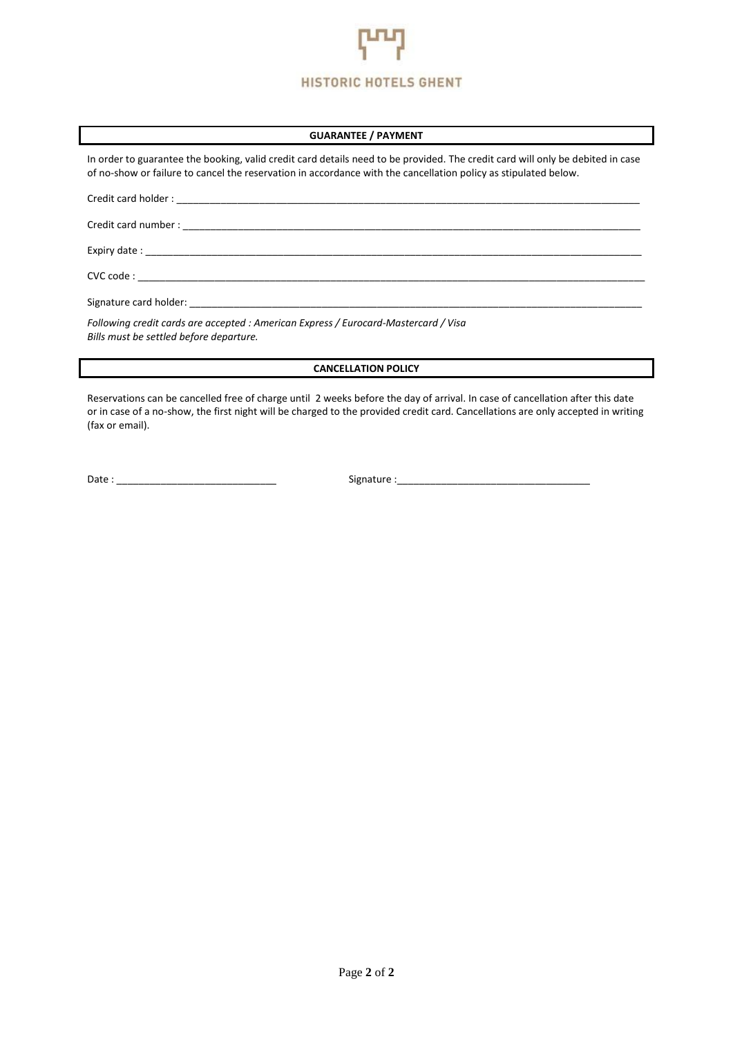HISTORIC HOTELS GHENT

## GUARANTEE / PAYMENT

In order to guarantee the booking, valid credit card details need to be provided. The credit card will only be debited in case of no-show or failure to cancel the reservation in accordance with the cancellation policy as stipulated below.

Credit card holder : ______________________________________________________________________________

Credit card number : ______________________________________________________________________________

Expiry date : ____________________________________________________________________________________

CVC code : ______________________________________________________________________________________

Signature card holder: _____________________________________________________________________________

*Following credit cards are accepted : American Express / Eurocard-Mastercard / Visa*
*Bills must be settled before departure.*

## CANCELLATION POLICY

Reservations can be cancelled free of charge until 2 weeks before the day of arrival. In case of cancellation after this date or in case of a no-show, the first night will be charged to the provided credit card. Cancellations are only accepted in writing (fax or email).

Date : _____________________________ Signature :__________________________________